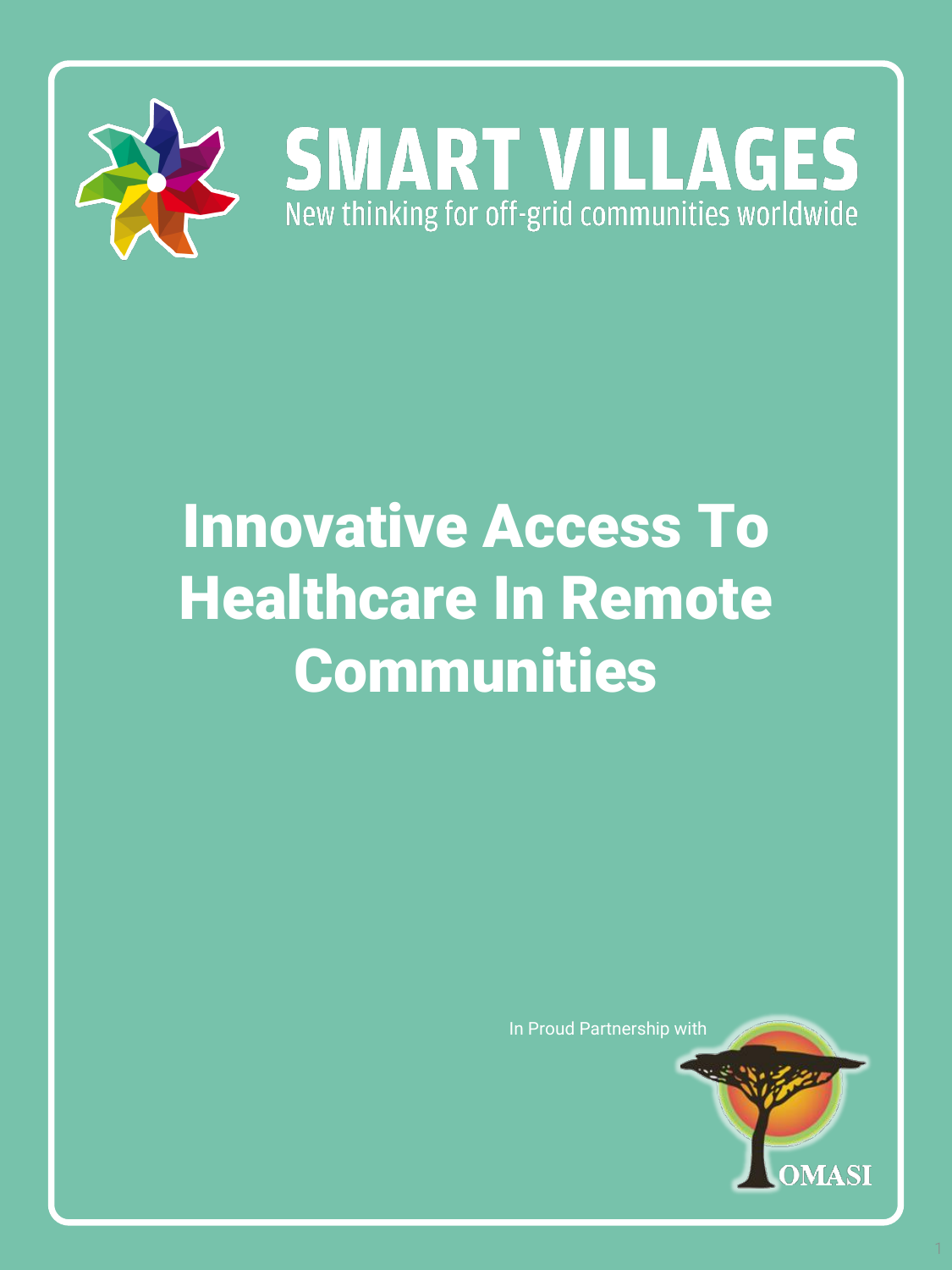# SMART VILLAGES

New thinking for off-grid communities worldwide

# Innovative Access To Healthcare In Remote Communities

In Proud Partnership with

OMASI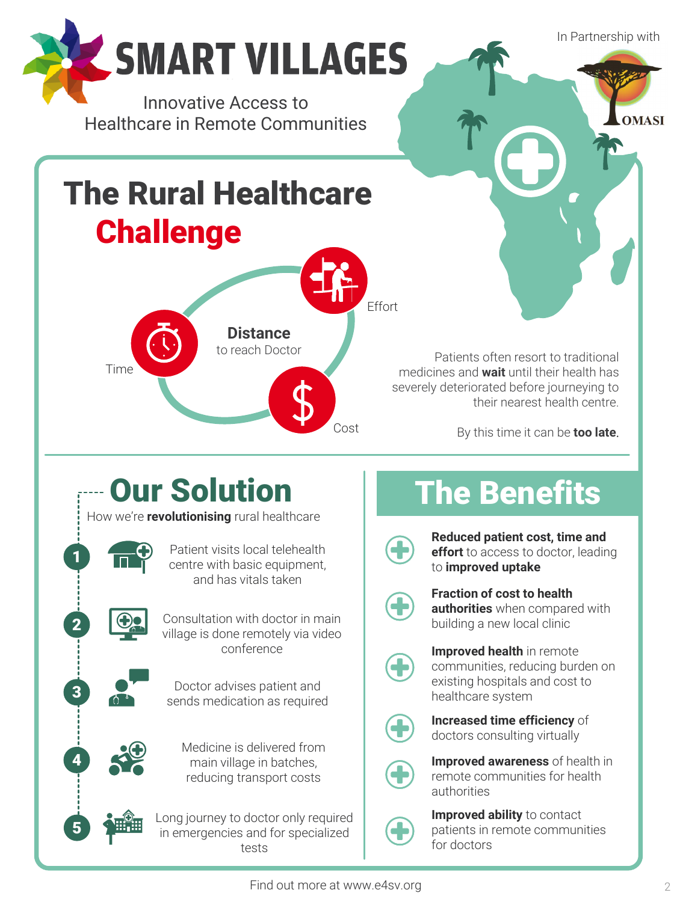# SMART VILLAGES

Innovative Access to Healthcare in Remote Communities

In Partnership with

OMASI

## The Rural Healthcare Challenge

**Distance** to reach Doctor

Time

Effort

Cost

Patients often resort to traditional medicines and **wait** until their health has severely deteriorated before journeying to their nearest health centre.

By this time it can be **too late**.

## Our Solution

How we're **revolutionising** rural healthcare

1. Patient visits local telehealth centre with basic equipment, and has vitals taken
2. Consultation with doctor in main village is done remotely via video conference
3. Doctor advises patient and sends medication as required
4. Medicine is delivered from main village in batches, reducing transport costs
5. Long journey to doctor only required in emergencies and for specialized tests

## The Benefits

- **Reduced patient cost, time and effort** to access to doctor, leading to **improved uptake**
- **Fraction of cost to health authorities** when compared with building a new local clinic
- **Improved health** in remote communities, reducing burden on existing hospitals and cost to healthcare system
- **Increased time efficiency** of doctors consulting virtually
- **Improved awareness** of health in remote communities for health authorities
- **Improved ability** to contact patients in remote communities for doctors

Find out more at www.e4sv.org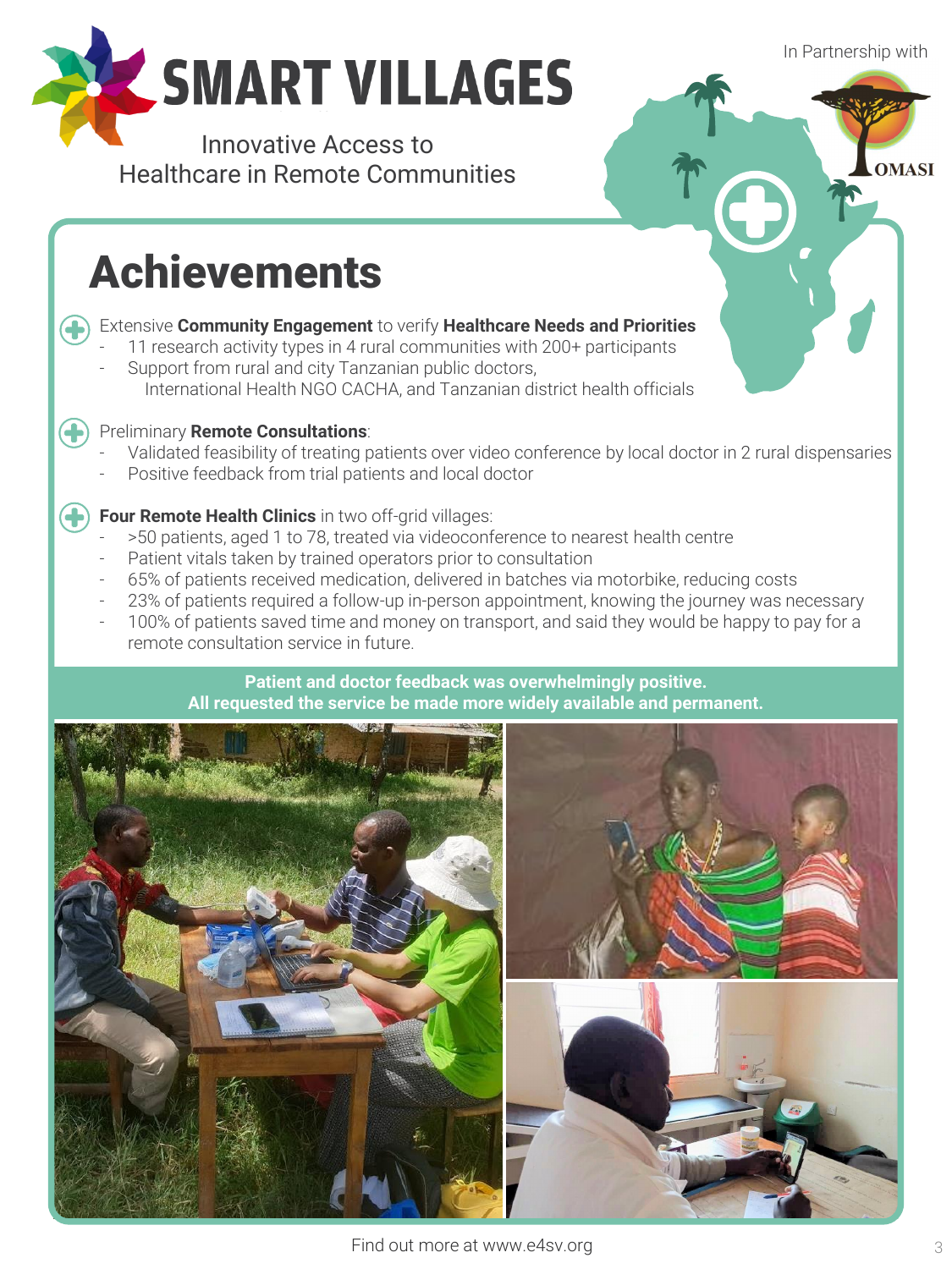# SMART VILLAGES

Innovative Access to
Healthcare in Remote Communities

In Partnership with

OMASI

## Achievements

Extensive **Community Engagement** to verify **Healthcare Needs and Priorities**

- 11 research activity types in 4 rural communities with 200+ participants
- Support from rural and city Tanzanian public doctors, International Health NGO CACHA, and Tanzanian district health officials

Preliminary **Remote Consultations**:

- Validated feasibility of treating patients over video conference by local doctor in 2 rural dispensaries
- Positive feedback from trial patients and local doctor

**Four Remote Health Clinics** in two off-grid villages:

- >50 patients, aged 1 to 78, treated via videoconference to nearest health centre
- Patient vitals taken by trained operators prior to consultation
- 65% of patients received medication, delivered in batches via motorbike, reducing costs
- 23% of patients required a follow-up in-person appointment, knowing the journey was necessary
- 100% of patients saved time and money on transport, and said they would be happy to pay for a remote consultation service in future.

**Patient and doctor feedback was overwhelmingly positive.**
**All requested the service be made more widely available and permanent.**

Find out more at www.e4sv.org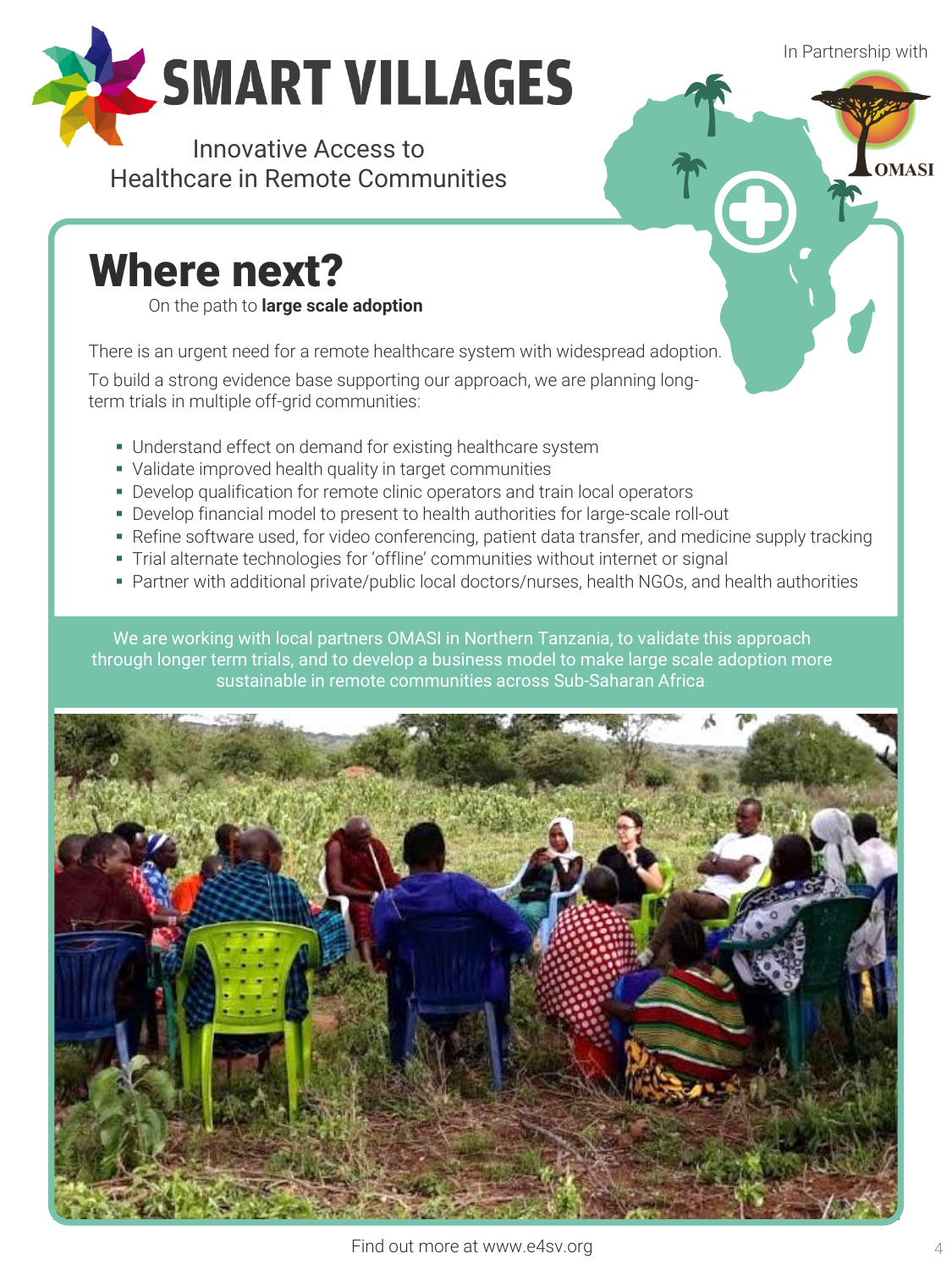# SMART VILLAGES

Innovative Access to Healthcare in Remote Communities

In Partnership with

OMASI

## Where next?

On the path to **large scale adoption**

There is an urgent need for a remote healthcare system with widespread adoption.

To build a strong evidence base supporting our approach, we are planning long-term trials in multiple off-grid communities:

- Understand effect on demand for existing healthcare system
- Validate improved health quality in target communities
- Develop qualification for remote clinic operators and train local operators
- Develop financial model to present to health authorities for large-scale roll-out
- Refine software used, for video conferencing, patient data transfer, and medicine supply tracking
- Trial alternate technologies for 'offline' communities without internet or signal
- Partner with additional private/public local doctors/nurses, health NGOs, and health authorities

We are working with local partners OMASI in Northern Tanzania, to validate this approach through longer term trials, and to develop a business model to make large scale adoption more sustainable in remote communities across Sub-Saharan Africa.

Find out more at www.e4sv.org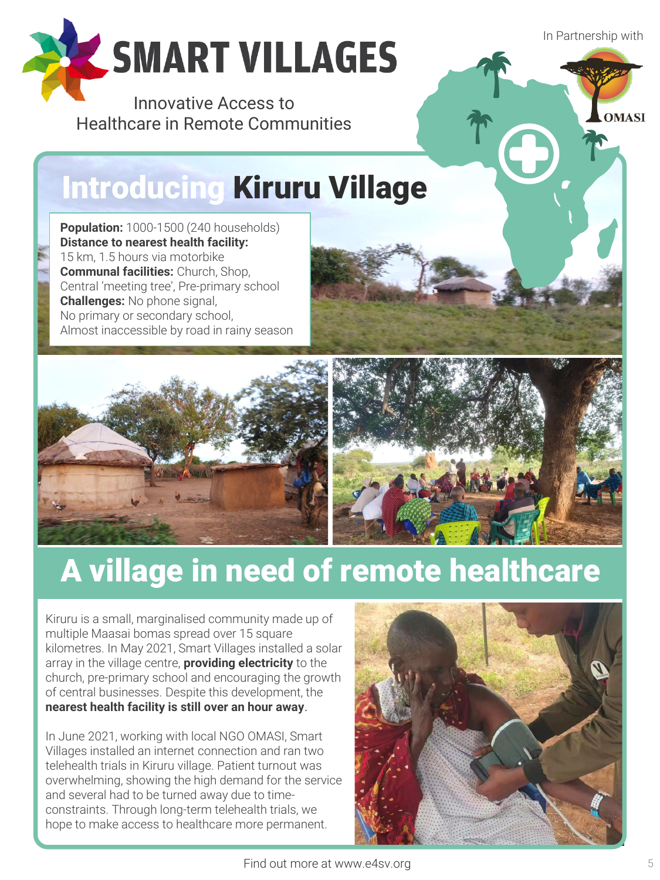# SMART VILLAGES

Innovative Access to Healthcare in Remote Communities

In Partnership with

OMASI

## Introducing Kiruru Village

**Population:** 1000-1500 (240 households)
**Distance to nearest health facility:** 15 km, 1.5 hours via motorbike
**Communal facilities:** Church, Shop, Central 'meeting tree', Pre-primary school
**Challenges:** No phone signal, No primary or secondary school, Almost inaccessible by road in rainy season

## A village in need of remote healthcare

Kiruru is a small, marginalised community made up of multiple Maasai bomas spread over 15 square kilometres. In May 2021, Smart Villages installed a solar array in the village centre, **providing electricity** to the church, pre-primary school and encouraging the growth of central businesses. Despite this development, the **nearest health facility is still over an hour away**.

In June 2021, working with local NGO OMASI, Smart Villages installed an internet connection and ran two telehealth trials in Kiruru village. Patient turnout was overwhelming, showing the high demand for the service and several had to be turned away due to time-constraints. Through long-term telehealth trials, we hope to make access to healthcare more permanent.

Find out more at www.e4sv.org